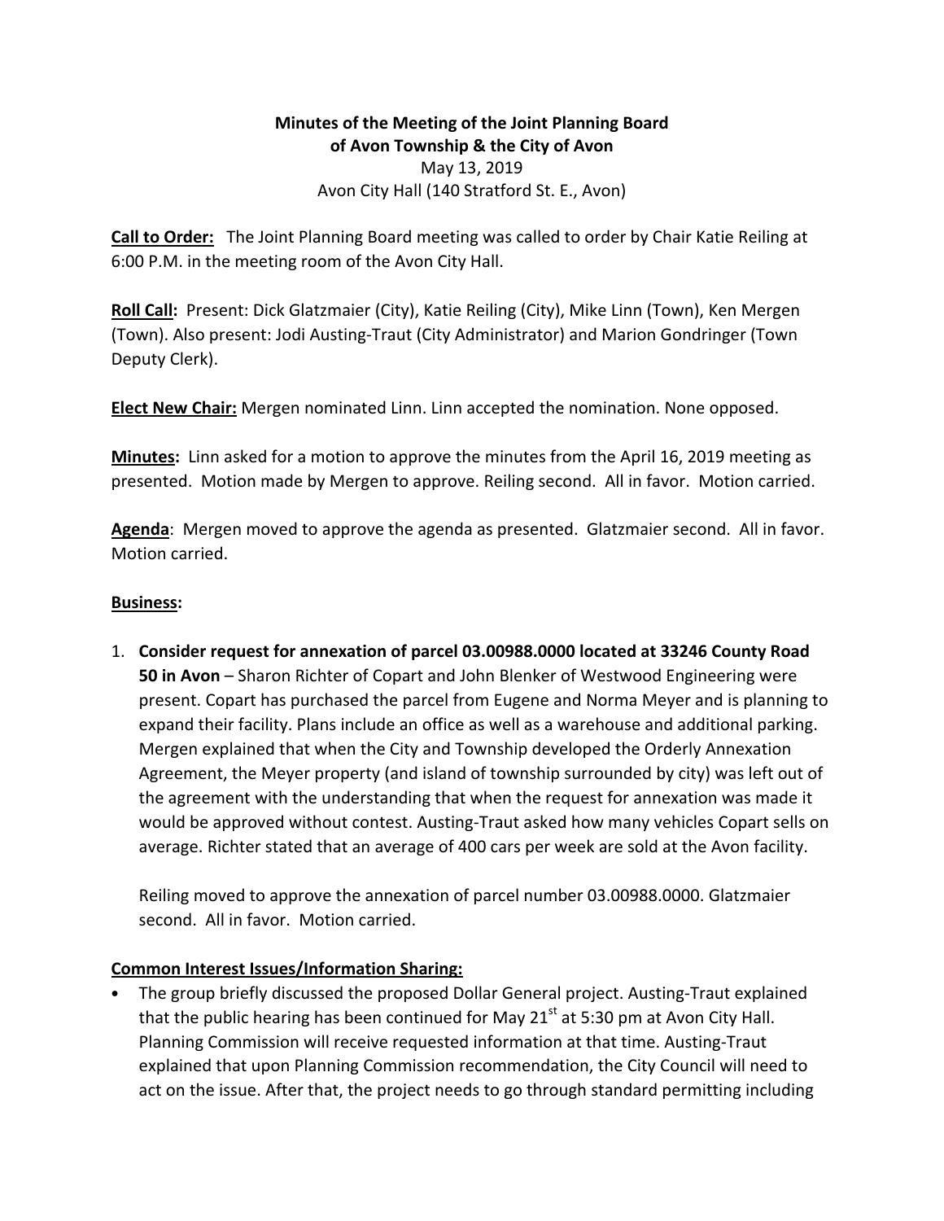**Minutes of the Meeting of the Joint Planning Board**
**of Avon Township & the City of Avon**
May 13, 2019
Avon City Hall (140 Stratford St. E., Avon)

**Call to Order:** The Joint Planning Board meeting was called to order by Chair Katie Reiling at 6:00 P.M. in the meeting room of the Avon City Hall.

**Roll Call:** Present: Dick Glatzmaier (City), Katie Reiling (City), Mike Linn (Town), Ken Mergen (Town). Also present: Jodi Austing-Traut (City Administrator) and Marion Gondringer (Town Deputy Clerk).

**Elect New Chair:** Mergen nominated Linn. Linn accepted the nomination. None opposed.

**Minutes:** Linn asked for a motion to approve the minutes from the April 16, 2019 meeting as presented. Motion made by Mergen to approve. Reiling second. All in favor. Motion carried.

**Agenda**: Mergen moved to approve the agenda as presented. Glatzmaier second. All in favor. Motion carried.

**Business:**

1. **Consider request for annexation of parcel 03.00988.0000 located at 33246 County Road 50 in Avon** – Sharon Richter of Copart and John Blenker of Westwood Engineering were present. Copart has purchased the parcel from Eugene and Norma Meyer and is planning to expand their facility. Plans include an office as well as a warehouse and additional parking. Mergen explained that when the City and Township developed the Orderly Annexation Agreement, the Meyer property (and island of township surrounded by city) was left out of the agreement with the understanding that when the request for annexation was made it would be approved without contest. Austing-Traut asked how many vehicles Copart sells on average. Richter stated that an average of 400 cars per week are sold at the Avon facility.

   Reiling moved to approve the annexation of parcel number 03.00988.0000. Glatzmaier second. All in favor. Motion carried.

**Common Interest Issues/Information Sharing:**

- The group briefly discussed the proposed Dollar General project. Austing-Traut explained that the public hearing has been continued for May 21st at 5:30 pm at Avon City Hall. Planning Commission will receive requested information at that time. Austing-Traut explained that upon Planning Commission recommendation, the City Council will need to act on the issue. After that, the project needs to go through standard permitting including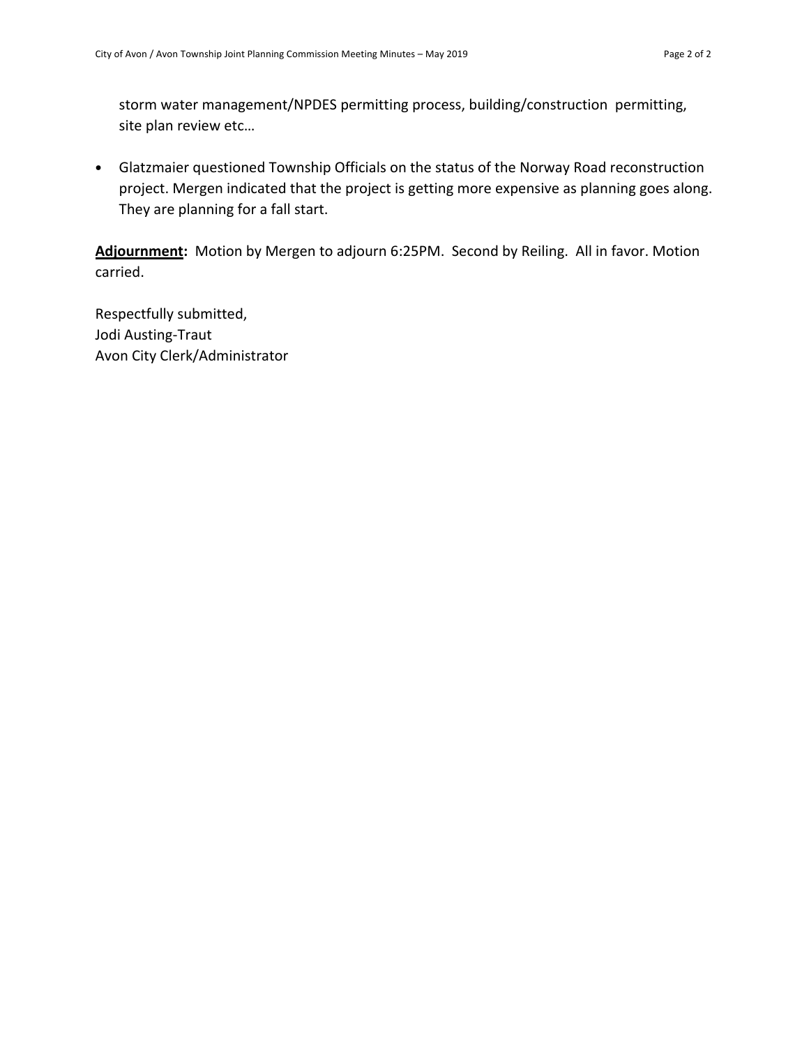storm water management/NPDES permitting process, building/construction permitting, site plan review etc…

- Glatzmaier questioned Township Officials on the status of the Norway Road reconstruction project. Mergen indicated that the project is getting more expensive as planning goes along. They are planning for a fall start.

**Adjournment:** Motion by Mergen to adjourn 6:25PM. Second by Reiling. All in favor. Motion carried.

Respectfully submitted,
Jodi Austing-Traut
Avon City Clerk/Administrator